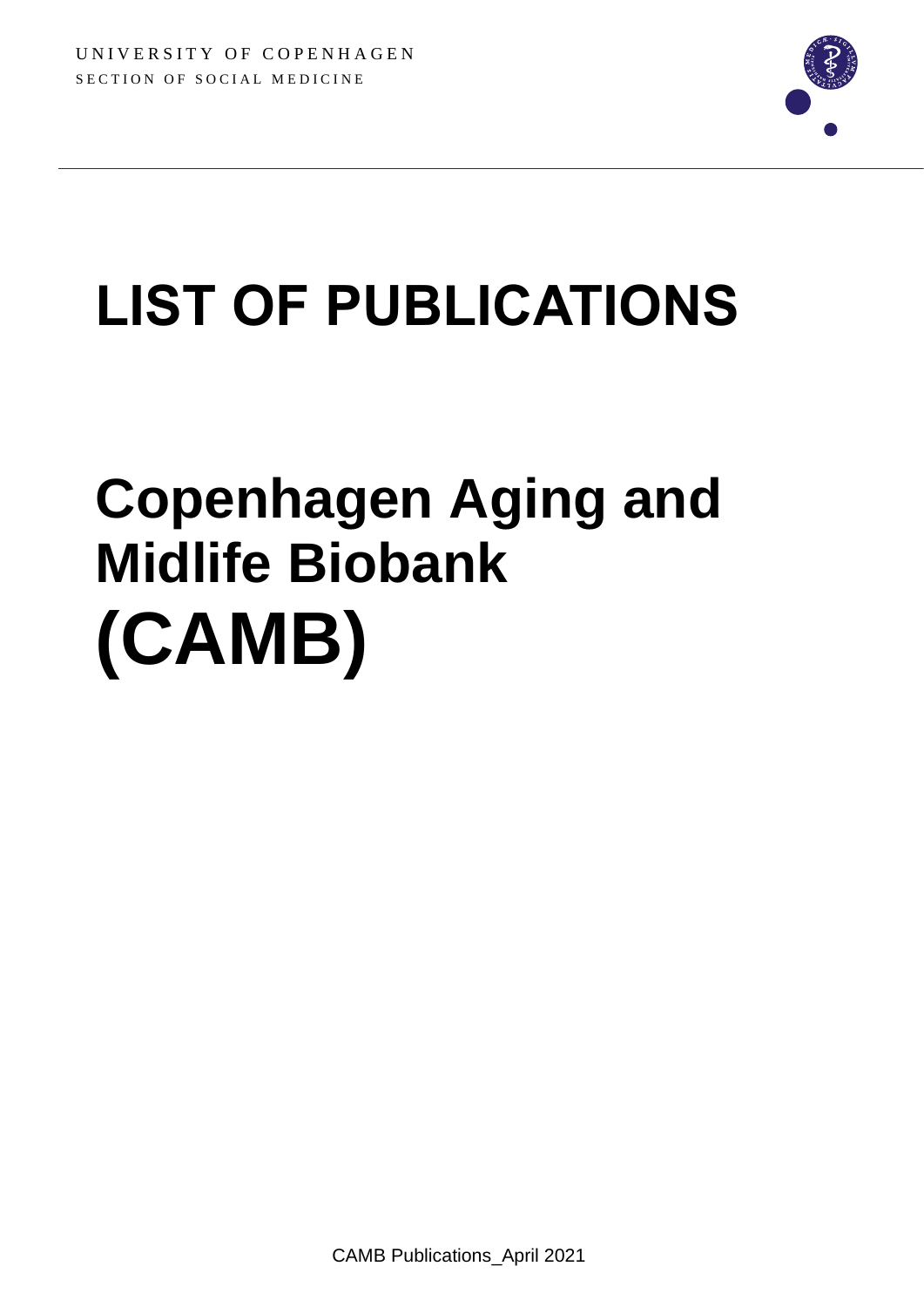UNIVERSITY OF COPENHAGEN

SECTION OF SOCIAL MEDICINE

# LIST OF PUBLICATIONS

# Copenhagen Aging and Midlife Biobank (CAMB)

CAMB Publications_April 2021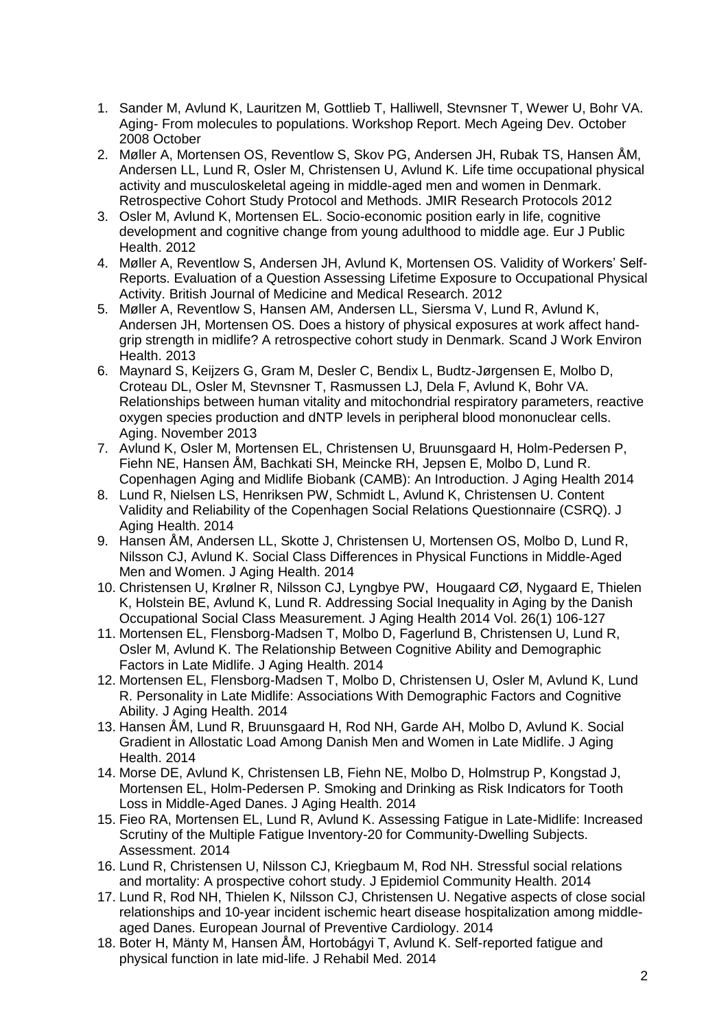1. Sander M, Avlund K, Lauritzen M, Gottlieb T, Halliwell, Stevnsner T, Wewer U, Bohr VA. Aging- From molecules to populations. Workshop Report. Mech Ageing Dev. October 2008 October
2. Møller A, Mortensen OS, Reventlow S, Skov PG, Andersen JH, Rubak TS, Hansen ÅM, Andersen LL, Lund R, Osler M, Christensen U, Avlund K. Life time occupational physical activity and musculoskeletal ageing in middle-aged men and women in Denmark. Retrospective Cohort Study Protocol and Methods. JMIR Research Protocols 2012
3. Osler M, Avlund K, Mortensen EL. Socio-economic position early in life, cognitive development and cognitive change from young adulthood to middle age. Eur J Public Health. 2012
4. Møller A, Reventlow S, Andersen JH, Avlund K, Mortensen OS. Validity of Workers' Self-Reports. Evaluation of a Question Assessing Lifetime Exposure to Occupational Physical Activity. British Journal of Medicine and Medical Research. 2012
5. Møller A, Reventlow S, Hansen AM, Andersen LL, Siersma V, Lund R, Avlund K, Andersen JH, Mortensen OS. Does a history of physical exposures at work affect hand-grip strength in midlife? A retrospective cohort study in Denmark. Scand J Work Environ Health. 2013
6. Maynard S, Keijzers G, Gram M, Desler C, Bendix L, Budtz-Jørgensen E, Molbo D, Croteau DL, Osler M, Stevnsner T, Rasmussen LJ, Dela F, Avlund K, Bohr VA. Relationships between human vitality and mitochondrial respiratory parameters, reactive oxygen species production and dNTP levels in peripheral blood mononuclear cells. Aging. November 2013
7. Avlund K, Osler M, Mortensen EL, Christensen U, Bruunsgaard H, Holm-Pedersen P, Fiehn NE, Hansen ÅM, Bachkati SH, Meincke RH, Jepsen E, Molbo D, Lund R. Copenhagen Aging and Midlife Biobank (CAMB): An Introduction. J Aging Health 2014
8. Lund R, Nielsen LS, Henriksen PW, Schmidt L, Avlund K, Christensen U. Content Validity and Reliability of the Copenhagen Social Relations Questionnaire (CSRQ). J Aging Health. 2014
9. Hansen ÅM, Andersen LL, Skotte J, Christensen U, Mortensen OS, Molbo D, Lund R, Nilsson CJ, Avlund K. Social Class Differences in Physical Functions in Middle-Aged Men and Women. J Aging Health. 2014
10. Christensen U, Krølner R, Nilsson CJ, Lyngbye PW, Hougaard CØ, Nygaard E, Thielen K, Holstein BE, Avlund K, Lund R. Addressing Social Inequality in Aging by the Danish Occupational Social Class Measurement. J Aging Health 2014 Vol. 26(1) 106-127
11. Mortensen EL, Flensborg-Madsen T, Molbo D, Fagerlund B, Christensen U, Lund R, Osler M, Avlund K. The Relationship Between Cognitive Ability and Demographic Factors in Late Midlife. J Aging Health. 2014
12. Mortensen EL, Flensborg-Madsen T, Molbo D, Christensen U, Osler M, Avlund K, Lund R. Personality in Late Midlife: Associations With Demographic Factors and Cognitive Ability. J Aging Health. 2014
13. Hansen ÅM, Lund R, Bruunsgaard H, Rod NH, Garde AH, Molbo D, Avlund K. Social Gradient in Allostatic Load Among Danish Men and Women in Late Midlife. J Aging Health. 2014
14. Morse DE, Avlund K, Christensen LB, Fiehn NE, Molbo D, Holmstrup P, Kongstad J, Mortensen EL, Holm-Pedersen P. Smoking and Drinking as Risk Indicators for Tooth Loss in Middle-Aged Danes. J Aging Health. 2014
15. Fieo RA, Mortensen EL, Lund R, Avlund K. Assessing Fatigue in Late-Midlife: Increased Scrutiny of the Multiple Fatigue Inventory-20 for Community-Dwelling Subjects. Assessment. 2014
16. Lund R, Christensen U, Nilsson CJ, Kriegbaum M, Rod NH. Stressful social relations and mortality: A prospective cohort study. J Epidemiol Community Health. 2014
17. Lund R, Rod NH, Thielen K, Nilsson CJ, Christensen U. Negative aspects of close social relationships and 10-year incident ischemic heart disease hospitalization among middle-aged Danes. European Journal of Preventive Cardiology. 2014
18. Boter H, Mänty M, Hansen ÅM, Hortobágyi T, Avlund K. Self-reported fatigue and physical function in late mid-life. J Rehabil Med. 2014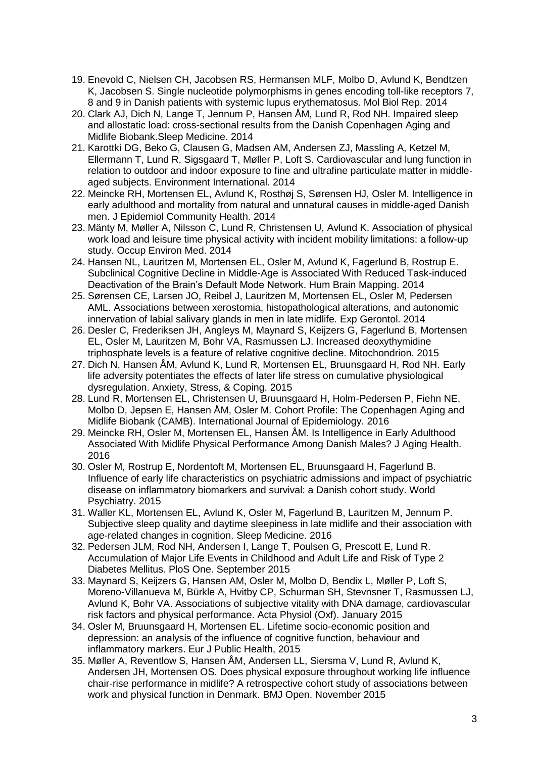19. Enevold C, Nielsen CH, Jacobsen RS, Hermansen MLF, Molbo D, Avlund K, Bendtzen K, Jacobsen S. Single nucleotide polymorphisms in genes encoding toll-like receptors 7, 8 and 9 in Danish patients with systemic lupus erythematosus. Mol Biol Rep. 2014
20. Clark AJ, Dich N, Lange T, Jennum P, Hansen ÅM, Lund R, Rod NH. Impaired sleep and allostatic load: cross-sectional results from the Danish Copenhagen Aging and Midlife Biobank.Sleep Medicine. 2014
21. Karottki DG, Beko G, Clausen G, Madsen AM, Andersen ZJ, Massling A, Ketzel M, Ellermann T, Lund R, Sigsgaard T, Møller P, Loft S. Cardiovascular and lung function in relation to outdoor and indoor exposure to fine and ultrafine particulate matter in middle-aged subjects. Environment International. 2014
22. Meincke RH, Mortensen EL, Avlund K, Rosthøj S, Sørensen HJ, Osler M. Intelligence in early adulthood and mortality from natural and unnatural causes in middle-aged Danish men. J Epidemiol Community Health. 2014
23. Mänty M, Møller A, Nilsson C, Lund R, Christensen U, Avlund K. Association of physical work load and leisure time physical activity with incident mobility limitations: a follow-up study. Occup Environ Med. 2014
24. Hansen NL, Lauritzen M, Mortensen EL, Osler M, Avlund K, Fagerlund B, Rostrup E. Subclinical Cognitive Decline in Middle-Age is Associated With Reduced Task-induced Deactivation of the Brain's Default Mode Network. Hum Brain Mapping. 2014
25. Sørensen CE, Larsen JO, Reibel J, Lauritzen M, Mortensen EL, Osler M, Pedersen AML. Associations between xerostomia, histopathological alterations, and autonomic innervation of labial salivary glands in men in late midlife. Exp Gerontol. 2014
26. Desler C, Frederiksen JH, Angleys M, Maynard S, Keijzers G, Fagerlund B, Mortensen EL, Osler M, Lauritzen M, Bohr VA, Rasmussen LJ. Increased deoxythymidine triphosphate levels is a feature of relative cognitive decline. Mitochondrion. 2015
27. Dich N, Hansen ÅM, Avlund K, Lund R, Mortensen EL, Bruunsgaard H, Rod NH. Early life adversity potentiates the effects of later life stress on cumulative physiological dysregulation. Anxiety, Stress, & Coping. 2015
28. Lund R, Mortensen EL, Christensen U, Bruunsgaard H, Holm-Pedersen P, Fiehn NE, Molbo D, Jepsen E, Hansen ÅM, Osler M. Cohort Profile: The Copenhagen Aging and Midlife Biobank (CAMB). International Journal of Epidemiology. 2016
29. Meincke RH, Osler M, Mortensen EL, Hansen ÅM. Is Intelligence in Early Adulthood Associated With Midlife Physical Performance Among Danish Males? J Aging Health. 2016
30. Osler M, Rostrup E, Nordentoft M, Mortensen EL, Bruunsgaard H, Fagerlund B. Influence of early life characteristics on psychiatric admissions and impact of psychiatric disease on inflammatory biomarkers and survival: a Danish cohort study. World Psychiatry. 2015
31. Waller KL, Mortensen EL, Avlund K, Osler M, Fagerlund B, Lauritzen M, Jennum P. Subjective sleep quality and daytime sleepiness in late midlife and their association with age-related changes in cognition. Sleep Medicine. 2016
32. Pedersen JLM, Rod NH, Andersen I, Lange T, Poulsen G, Prescott E, Lund R. Accumulation of Major Life Events in Childhood and Adult Life and Risk of Type 2 Diabetes Mellitus. PloS One. September 2015
33. Maynard S, Keijzers G, Hansen AM, Osler M, Molbo D, Bendix L, Møller P, Loft S, Moreno-Villanueva M, Bürkle A, Hvitby CP, Schurman SH, Stevnsner T, Rasmussen LJ, Avlund K, Bohr VA. Associations of subjective vitality with DNA damage, cardiovascular risk factors and physical performance. Acta Physiol (Oxf). January 2015
34. Osler M, Bruunsgaard H, Mortensen EL. Lifetime socio-economic position and depression: an analysis of the influence of cognitive function, behaviour and inflammatory markers. Eur J Public Health, 2015
35. Møller A, Reventlow S, Hansen ÅM, Andersen LL, Siersma V, Lund R, Avlund K, Andersen JH, Mortensen OS. Does physical exposure throughout working life influence chair-rise performance in midlife? A retrospective cohort study of associations between work and physical function in Denmark. BMJ Open. November 2015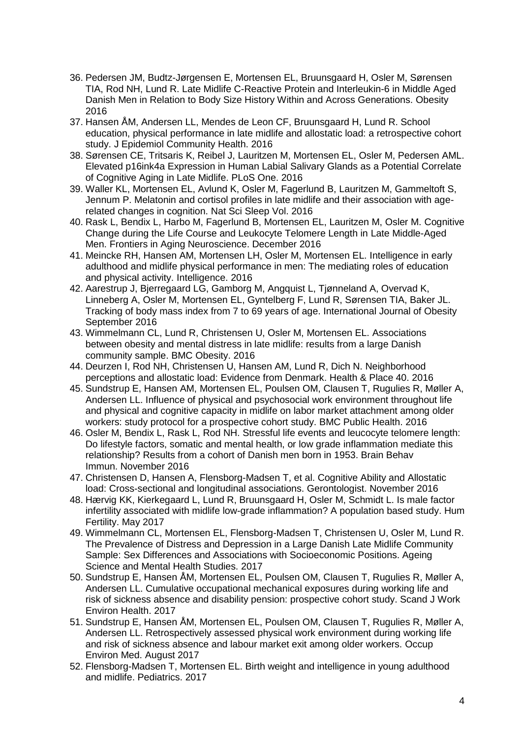36. Pedersen JM, Budtz-Jørgensen E, Mortensen EL, Bruunsgaard H, Osler M, Sørensen TIA, Rod NH, Lund R. Late Midlife C-Reactive Protein and Interleukin-6 in Middle Aged Danish Men in Relation to Body Size History Within and Across Generations. Obesity 2016
37. Hansen ÅM, Andersen LL, Mendes de Leon CF, Bruunsgaard H, Lund R. School education, physical performance in late midlife and allostatic load: a retrospective cohort study. J Epidemiol Community Health. 2016
38. Sørensen CE, Tritsaris K, Reibel J, Lauritzen M, Mortensen EL, Osler M, Pedersen AML. Elevated p16ink4a Expression in Human Labial Salivary Glands as a Potential Correlate of Cognitive Aging in Late Midlife. PLoS One. 2016
39. Waller KL, Mortensen EL, Avlund K, Osler M, Fagerlund B, Lauritzen M, Gammeltoft S, Jennum P. Melatonin and cortisol profiles in late midlife and their association with age-related changes in cognition. Nat Sci Sleep Vol. 2016
40. Rask L, Bendix L, Harbo M, Fagerlund B, Mortensen EL, Lauritzen M, Osler M. Cognitive Change during the Life Course and Leukocyte Telomere Length in Late Middle-Aged Men. Frontiers in Aging Neuroscience. December 2016
41. Meincke RH, Hansen AM, Mortensen LH, Osler M, Mortensen EL. Intelligence in early adulthood and midlife physical performance in men: The mediating roles of education and physical activity. Intelligence. 2016
42. Aarestrup J, Bjerregaard LG, Gamborg M, Angquist L, Tjønneland A, Overvad K, Linneberg A, Osler M, Mortensen EL, Gyntelberg F, Lund R, Sørensen TIA, Baker JL. Tracking of body mass index from 7 to 69 years of age. International Journal of Obesity September 2016
43. Wimmelmann CL, Lund R, Christensen U, Osler M, Mortensen EL. Associations between obesity and mental distress in late midlife: results from a large Danish community sample. BMC Obesity. 2016
44. Deurzen I, Rod NH, Christensen U, Hansen AM, Lund R, Dich N. Neighborhood perceptions and allostatic load: Evidence from Denmark. Health & Place 40. 2016
45. Sundstrup E, Hansen AM, Mortensen EL, Poulsen OM, Clausen T, Rugulies R, Møller A, Andersen LL. Influence of physical and psychosocial work environment throughout life and physical and cognitive capacity in midlife on labor market attachment among older workers: study protocol for a prospective cohort study. BMC Public Health. 2016
46. Osler M, Bendix L, Rask L, Rod NH. Stressful life events and leucocyte telomere length: Do lifestyle factors, somatic and mental health, or low grade inflammation mediate this relationship? Results from a cohort of Danish men born in 1953. Brain Behav Immun. November 2016
47. Christensen D, Hansen A, Flensborg-Madsen T, et al. Cognitive Ability and Allostatic load: Cross-sectional and longitudinal associations. Gerontologist. November 2016
48. Hærvig KK, Kierkegaard L, Lund R, Bruunsgaard H, Osler M, Schmidt L. Is male factor infertility associated with midlife low-grade inflammation? A population based study. Hum Fertility. May 2017
49. Wimmelmann CL, Mortensen EL, Flensborg-Madsen T, Christensen U, Osler M, Lund R. The Prevalence of Distress and Depression in a Large Danish Late Midlife Community Sample: Sex Differences and Associations with Socioeconomic Positions. Ageing Science and Mental Health Studies. 2017
50. Sundstrup E, Hansen ÅM, Mortensen EL, Poulsen OM, Clausen T, Rugulies R, Møller A, Andersen LL. Cumulative occupational mechanical exposures during working life and risk of sickness absence and disability pension: prospective cohort study. Scand J Work Environ Health. 2017
51. Sundstrup E, Hansen ÅM, Mortensen EL, Poulsen OM, Clausen T, Rugulies R, Møller A, Andersen LL. Retrospectively assessed physical work environment during working life and risk of sickness absence and labour market exit among older workers. Occup Environ Med. August 2017
52. Flensborg-Madsen T, Mortensen EL. Birth weight and intelligence in young adulthood and midlife. Pediatrics. 2017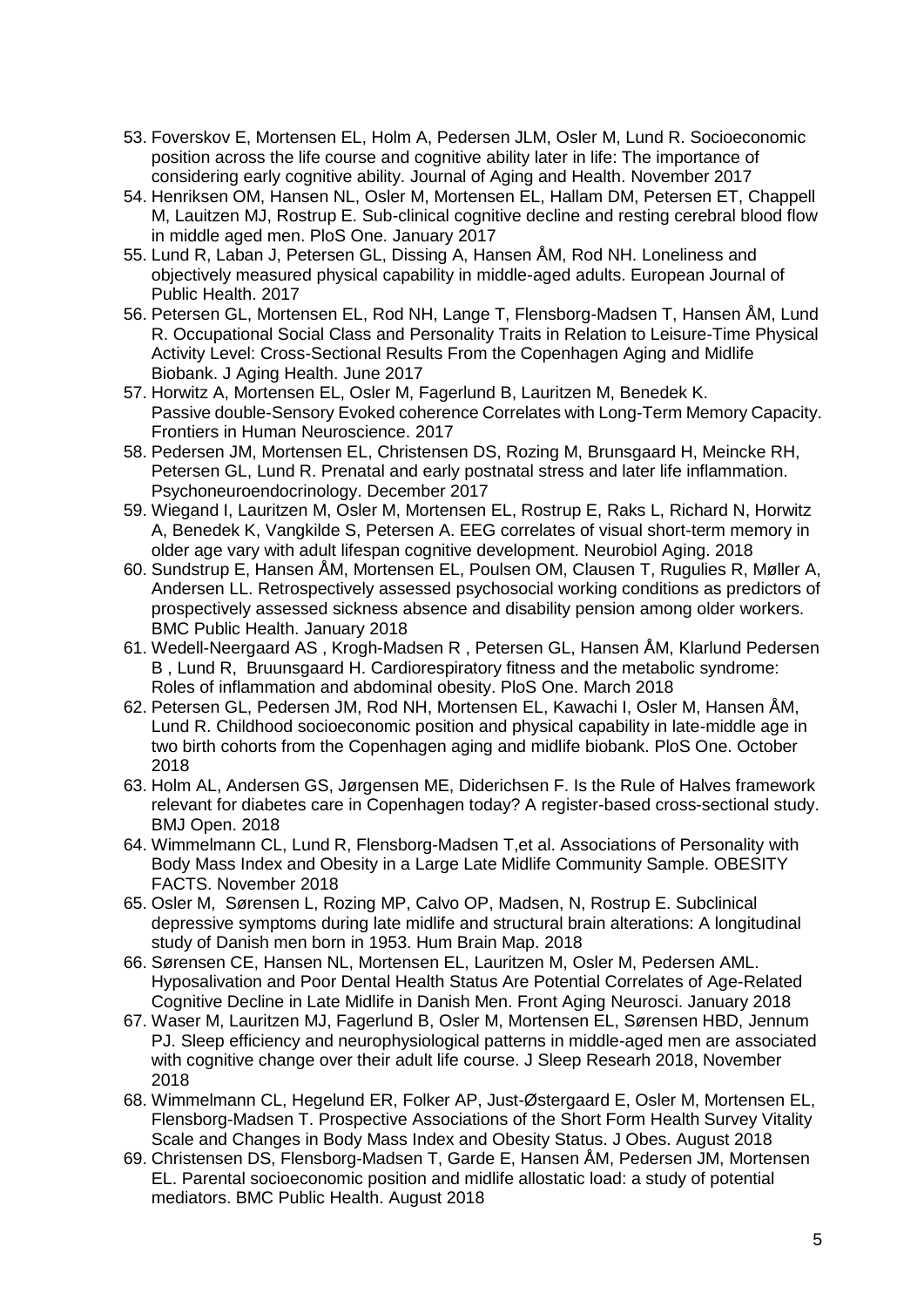53. Foverskov E, Mortensen EL, Holm A, Pedersen JLM, Osler M, Lund R. Socioeconomic position across the life course and cognitive ability later in life: The importance of considering early cognitive ability. Journal of Aging and Health. November 2017
54. Henriksen OM, Hansen NL, Osler M, Mortensen EL, Hallam DM, Petersen ET, Chappell M, Lauitzen MJ, Rostrup E. Sub-clinical cognitive decline and resting cerebral blood flow in middle aged men. PloS One. January 2017
55. Lund R, Laban J, Petersen GL, Dissing A, Hansen ÅM, Rod NH. Loneliness and objectively measured physical capability in middle-aged adults. European Journal of Public Health. 2017
56. Petersen GL, Mortensen EL, Rod NH, Lange T, Flensborg-Madsen T, Hansen ÅM, Lund R. Occupational Social Class and Personality Traits in Relation to Leisure-Time Physical Activity Level: Cross-Sectional Results From the Copenhagen Aging and Midlife Biobank. J Aging Health. June 2017
57. Horwitz A, Mortensen EL, Osler M, Fagerlund B, Lauritzen M, Benedek K. Passive double-Sensory Evoked coherence Correlates with Long-Term Memory Capacity. Frontiers in Human Neuroscience. 2017
58. Pedersen JM, Mortensen EL, Christensen DS, Rozing M, Brunsgaard H, Meincke RH, Petersen GL, Lund R. Prenatal and early postnatal stress and later life inflammation. Psychoneuroendocrinology. December 2017
59. Wiegand I, Lauritzen M, Osler M, Mortensen EL, Rostrup E, Raks L, Richard N, Horwitz A, Benedek K, Vangkilde S, Petersen A. EEG correlates of visual short-term memory in older age vary with adult lifespan cognitive development. Neurobiol Aging. 2018
60. Sundstrup E, Hansen ÅM, Mortensen EL, Poulsen OM, Clausen T, Rugulies R, Møller A, Andersen LL. Retrospectively assessed psychosocial working conditions as predictors of prospectively assessed sickness absence and disability pension among older workers. BMC Public Health. January 2018
61. Wedell-Neergaard AS , Krogh-Madsen R , Petersen GL, Hansen ÅM, Klarlund Pedersen B , Lund R, Bruunsgaard H. Cardiorespiratory fitness and the metabolic syndrome: Roles of inflammation and abdominal obesity. PloS One. March 2018
62. Petersen GL, Pedersen JM, Rod NH, Mortensen EL, Kawachi I, Osler M, Hansen ÅM, Lund R. Childhood socioeconomic position and physical capability in late-middle age in two birth cohorts from the Copenhagen aging and midlife biobank. PloS One. October 2018
63. Holm AL, Andersen GS, Jørgensen ME, Diderichsen F. Is the Rule of Halves framework relevant for diabetes care in Copenhagen today? A register-based cross-sectional study. BMJ Open. 2018
64. Wimmelmann CL, Lund R, Flensborg-Madsen T,et al. Associations of Personality with Body Mass Index and Obesity in a Large Late Midlife Community Sample. OBESITY FACTS. November 2018
65. Osler M, Sørensen L, Rozing MP, Calvo OP, Madsen, N, Rostrup E. Subclinical depressive symptoms during late midlife and structural brain alterations: A longitudinal study of Danish men born in 1953. Hum Brain Map. 2018
66. Sørensen CE, Hansen NL, Mortensen EL, Lauritzen M, Osler M, Pedersen AML. Hyposalivation and Poor Dental Health Status Are Potential Correlates of Age-Related Cognitive Decline in Late Midlife in Danish Men. Front Aging Neurosci. January 2018
67. Waser M, Lauritzen MJ, Fagerlund B, Osler M, Mortensen EL, Sørensen HBD, Jennum PJ. Sleep efficiency and neurophysiological patterns in middle-aged men are associated with cognitive change over their adult life course. J Sleep Researh 2018, November 2018
68. Wimmelmann CL, Hegelund ER, Folker AP, Just-Østergaard E, Osler M, Mortensen EL, Flensborg-Madsen T. Prospective Associations of the Short Form Health Survey Vitality Scale and Changes in Body Mass Index and Obesity Status. J Obes. August 2018
69. Christensen DS, Flensborg-Madsen T, Garde E, Hansen ÅM, Pedersen JM, Mortensen EL. Parental socioeconomic position and midlife allostatic load: a study of potential mediators. BMC Public Health. August 2018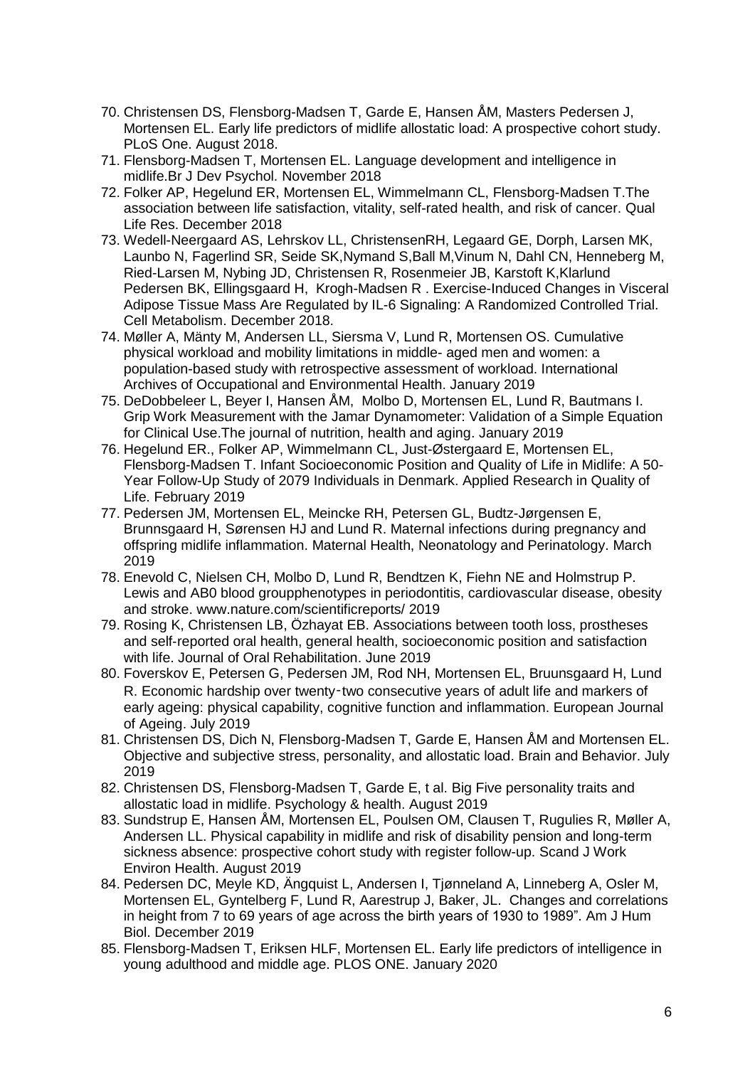70. Christensen DS, Flensborg-Madsen T, Garde E, Hansen ÅM, Masters Pedersen J, Mortensen EL. Early life predictors of midlife allostatic load: A prospective cohort study. PLoS One. August 2018.
71. Flensborg-Madsen T, Mortensen EL. Language development and intelligence in midlife.Br J Dev Psychol. November 2018
72. Folker AP, Hegelund ER, Mortensen EL, Wimmelmann CL, Flensborg-Madsen T.The association between life satisfaction, vitality, self-rated health, and risk of cancer. Qual Life Res. December 2018
73. Wedell-Neergaard AS, Lehrskov LL, ChristensenRH, Legaard GE, Dorph, Larsen MK, Launbo N, Fagerlind SR, Seide SK,Nymand S,Ball M,Vinum N, Dahl CN, Henneberg M, Ried-Larsen M, Nybing JD, Christensen R, Rosenmeier JB, Karstoft K,Klarlund Pedersen BK, Ellingsgaard H, Krogh-Madsen R . Exercise-Induced Changes in Visceral Adipose Tissue Mass Are Regulated by IL-6 Signaling: A Randomized Controlled Trial. Cell Metabolism. December 2018.
74. Møller A, Mänty M, Andersen LL, Siersma V, Lund R, Mortensen OS. Cumulative physical workload and mobility limitations in middle- aged men and women: a population-based study with retrospective assessment of workload. International Archives of Occupational and Environmental Health. January 2019
75. DeDobbeleer L, Beyer I, Hansen ÅM, Molbo D, Mortensen EL, Lund R, Bautmans I. Grip Work Measurement with the Jamar Dynamometer: Validation of a Simple Equation for Clinical Use.The journal of nutrition, health and aging. January 2019
76. Hegelund ER., Folker AP, Wimmelmann CL, Just-Østergaard E, Mortensen EL, Flensborg-Madsen T. Infant Socioeconomic Position and Quality of Life in Midlife: A 50-Year Follow-Up Study of 2079 Individuals in Denmark. Applied Research in Quality of Life. February 2019
77. Pedersen JM, Mortensen EL, Meincke RH, Petersen GL, Budtz-Jørgensen E, Brunnsgaard H, Sørensen HJ and Lund R. Maternal infections during pregnancy and offspring midlife inflammation. Maternal Health, Neonatology and Perinatology. March 2019
78. Enevold C, Nielsen CH, Molbo D, Lund R, Bendtzen K, Fiehn NE and Holmstrup P. Lewis and AB0 blood groupphenotypes in periodontitis, cardiovascular disease, obesity and stroke. www.nature.com/scientificreports/ 2019
79. Rosing K, Christensen LB, Özhayat EB. Associations between tooth loss, prostheses and self-reported oral health, general health, socioeconomic position and satisfaction with life. Journal of Oral Rehabilitation. June 2019
80. Foverskov E, Petersen G, Pedersen JM, Rod NH, Mortensen EL, Bruunsgaard H, Lund R. Economic hardship over twenty‑two consecutive years of adult life and markers of early ageing: physical capability, cognitive function and inflammation. European Journal of Ageing. July 2019
81. Christensen DS, Dich N, Flensborg-Madsen T, Garde E, Hansen ÅM and Mortensen EL. Objective and subjective stress, personality, and allostatic load. Brain and Behavior. July 2019
82. Christensen DS, Flensborg-Madsen T, Garde E, t al. Big Five personality traits and allostatic load in midlife. Psychology & health. August 2019
83. Sundstrup E, Hansen ÅM, Mortensen EL, Poulsen OM, Clausen T, Rugulies R, Møller A, Andersen LL. Physical capability in midlife and risk of disability pension and long-term sickness absence: prospective cohort study with register follow-up. Scand J Work Environ Health. August 2019
84. Pedersen DC, Meyle KD, Ängquist L, Andersen I, Tjønneland A, Linneberg A, Osler M, Mortensen EL, Gyntelberg F, Lund R, Aarestrup J, Baker, JL. Changes and correlations in height from 7 to 69 years of age across the birth years of 1930 to 1989". Am J Hum Biol. December 2019
85. Flensborg-Madsen T, Eriksen HLF, Mortensen EL. Early life predictors of intelligence in young adulthood and middle age. PLOS ONE. January 2020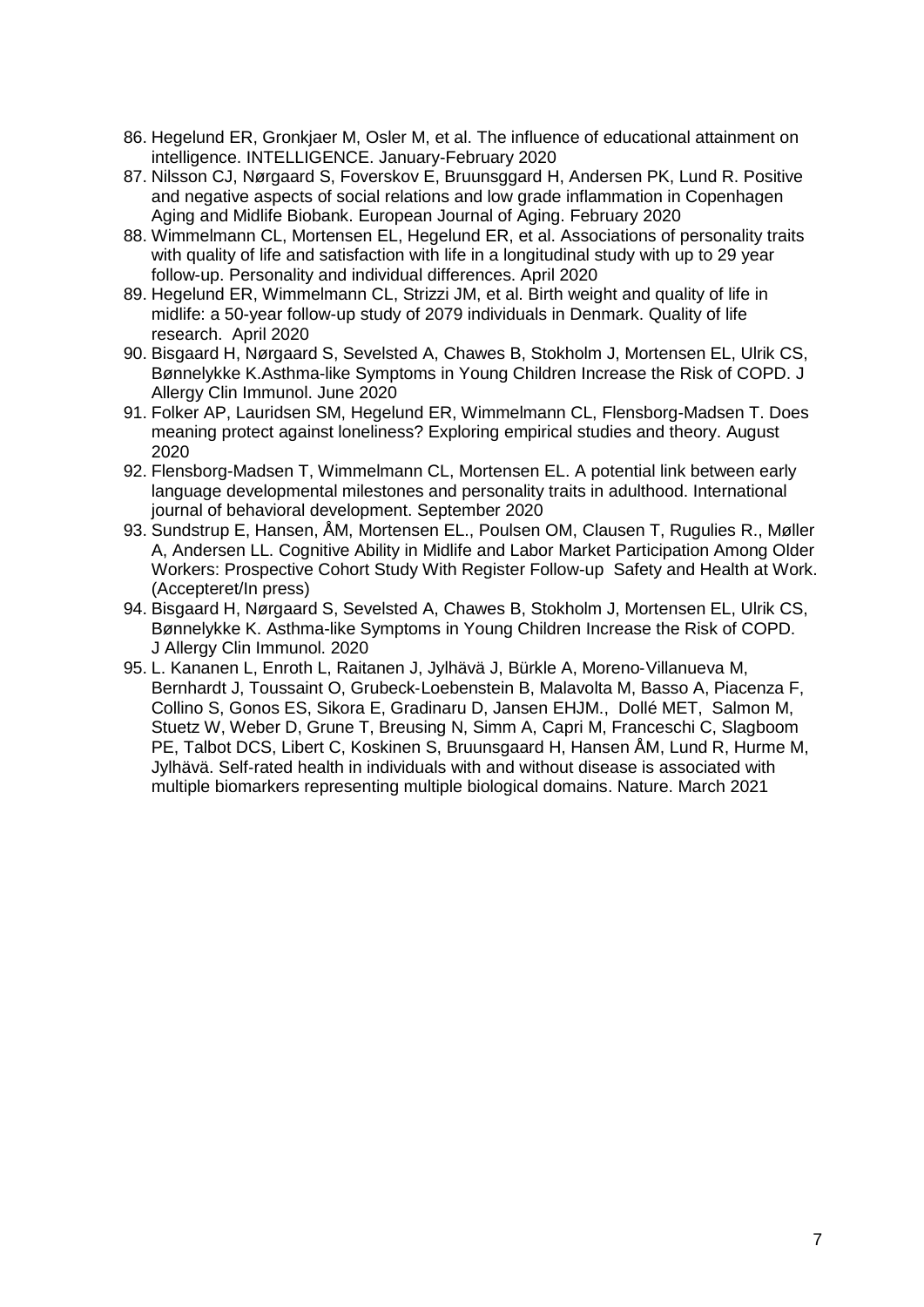86. Hegelund ER, Gronkjaer M, Osler M, et al. The influence of educational attainment on intelligence. INTELLIGENCE. January-February 2020
87. Nilsson CJ, Nørgaard S, Foverskov E, Bruunsggard H, Andersen PK, Lund R. Positive and negative aspects of social relations and low grade inflammation in Copenhagen Aging and Midlife Biobank. European Journal of Aging. February 2020
88. Wimmelmann CL, Mortensen EL, Hegelund ER, et al. Associations of personality traits with quality of life and satisfaction with life in a longitudinal study with up to 29 year follow-up. Personality and individual differences. April 2020
89. Hegelund ER, Wimmelmann CL, Strizzi JM, et al. Birth weight and quality of life in midlife: a 50-year follow-up study of 2079 individuals in Denmark. Quality of life research. April 2020
90. Bisgaard H, Nørgaard S, Sevelsted A, Chawes B, Stokholm J, Mortensen EL, Ulrik CS, Bønnelykke K.Asthma-like Symptoms in Young Children Increase the Risk of COPD. J Allergy Clin Immunol. June 2020
91. Folker AP, Lauridsen SM, Hegelund ER, Wimmelmann CL, Flensborg-Madsen T. Does meaning protect against loneliness? Exploring empirical studies and theory. August 2020
92. Flensborg-Madsen T, Wimmelmann CL, Mortensen EL. A potential link between early language developmental milestones and personality traits in adulthood. International journal of behavioral development. September 2020
93. Sundstrup E, Hansen, ÅM, Mortensen EL., Poulsen OM, Clausen T, Rugulies R., Møller A, Andersen LL. Cognitive Ability in Midlife and Labor Market Participation Among Older Workers: Prospective Cohort Study With Register Follow-up Safety and Health at Work. (Accepteret/In press)
94. Bisgaard H, Nørgaard S, Sevelsted A, Chawes B, Stokholm J, Mortensen EL, Ulrik CS, Bønnelykke K. Asthma-like Symptoms in Young Children Increase the Risk of COPD. J Allergy Clin Immunol. 2020
95. L. Kananen L, Enroth L, Raitanen J, Jylhävä J, Bürkle A, Moreno-Villanueva M, Bernhardt J, Toussaint O, Grubeck-Loebenstein B, Malavolta M, Basso A, Piacenza F, Collino S, Gonos ES, Sikora E, Gradinaru D, Jansen EHJM., Dollé MET, Salmon M, Stuetz W, Weber D, Grune T, Breusing N, Simm A, Capri M, Franceschi C, Slagboom PE, Talbot DCS, Libert C, Koskinen S, Bruunsgaard H, Hansen ÅM, Lund R, Hurme M, Jylhävä. Self-rated health in individuals with and without disease is associated with multiple biomarkers representing multiple biological domains. Nature. March 2021